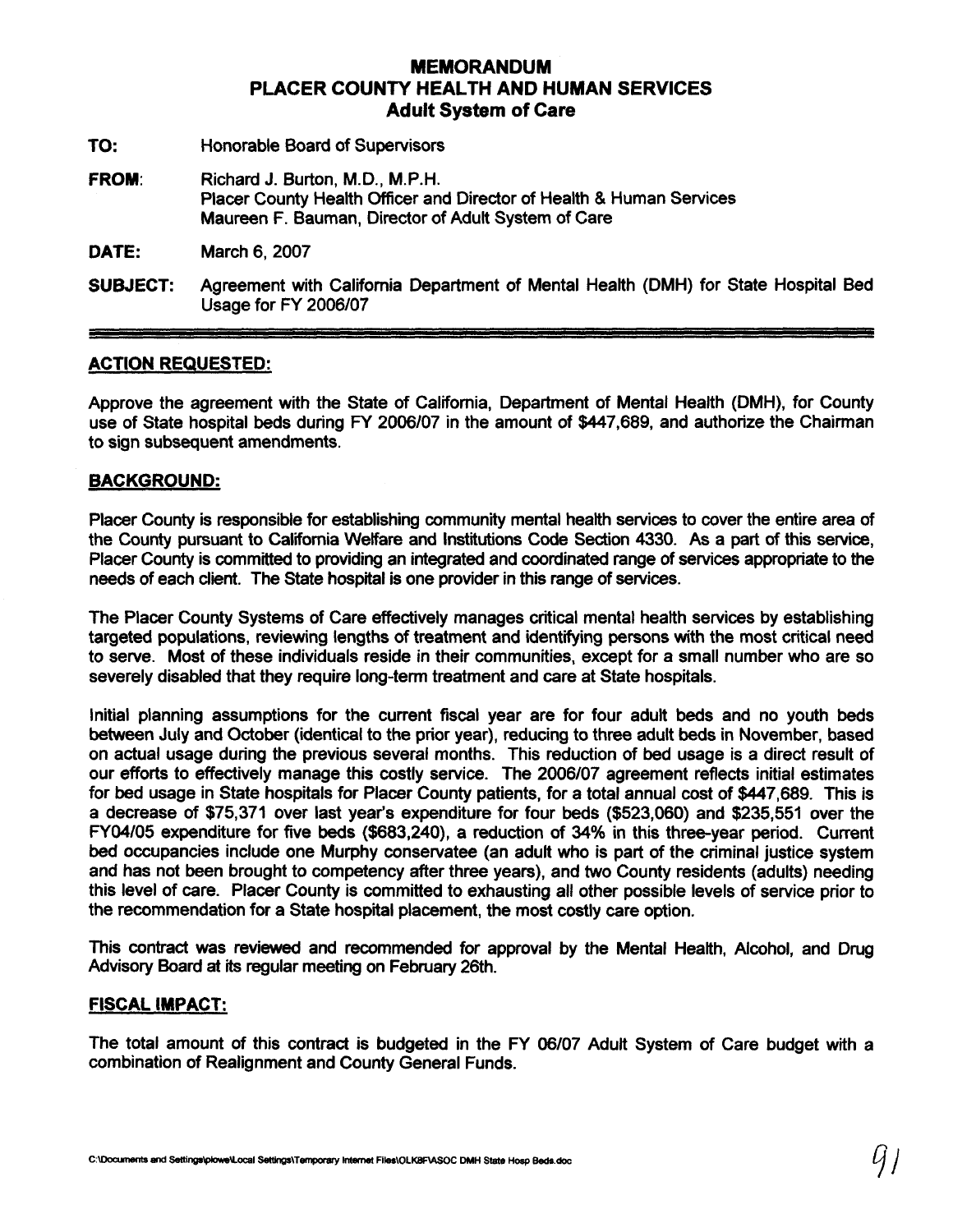# MEMORANDUM
# PLACER COUNTY HEALTH AND HUMAN SERVICES
## Adult System of Care

**TO:** Honorable Board of Supervisors

**FROM:** Richard J. Burton, M.D., M.P.H.
Placer County Health Officer and Director of Health & Human Services
Maureen F. Bauman, Director of Adult System of Care

**DATE:** March 6, 2007

**SUBJECT:** Agreement with California Department of Mental Health (DMH) for State Hospital Bed Usage for FY 2006/07

---

## ACTION REQUESTED:

Approve the agreement with the State of California, Department of Mental Health (DMH), for County use of State hospital beds during FY 2006/07 in the amount of $447,689, and authorize the Chairman to sign subsequent amendments.

## BACKGROUND:

Placer County is responsible for establishing community mental health services to cover the entire area of the County pursuant to California Welfare and Institutions Code Section 4330. As a part of this service, Placer County is committed to providing an integrated and coordinated range of services appropriate to the needs of each client. The State hospital is one provider in this range of services.

The Placer County Systems of Care effectively manages critical mental health services by establishing targeted populations, reviewing lengths of treatment and identifying persons with the most critical need to serve. Most of these individuals reside in their communities, except for a small number who are so severely disabled that they require long-term treatment and care at State hospitals.

Initial planning assumptions for the current fiscal year are for four adult beds and no youth beds between July and October (identical to the prior year), reducing to three adult beds in November, based on actual usage during the previous several months. This reduction of bed usage is a direct result of our efforts to effectively manage this costly service. The 2006/07 agreement reflects initial estimates for bed usage in State hospitals for Placer County patients, for a total annual cost of $447,689. This is a decrease of $75,371 over last year's expenditure for four beds ($523,060) and $235,551 over the FY04/05 expenditure for five beds ($683,240), a reduction of 34% in this three-year period. Current bed occupancies include one Murphy conservatee (an adult who is part of the criminal justice system and has not been brought to competency after three years), and two County residents (adults) needing this level of care. Placer County is committed to exhausting all other possible levels of service prior to the recommendation for a State hospital placement, the most costly care option.

This contract was reviewed and recommended for approval by the Mental Health, Alcohol, and Drug Advisory Board at its regular meeting on February 26th.

## FISCAL IMPACT:

The total amount of this contract is budgeted in the FY 06/07 Adult System of Care budget with a combination of Realignment and County General Funds.

C:\Documents and Settings\plowe\Local Settings\Temporary Internet Files\OLK8F\ASOC DMH State Hosp Beds.doc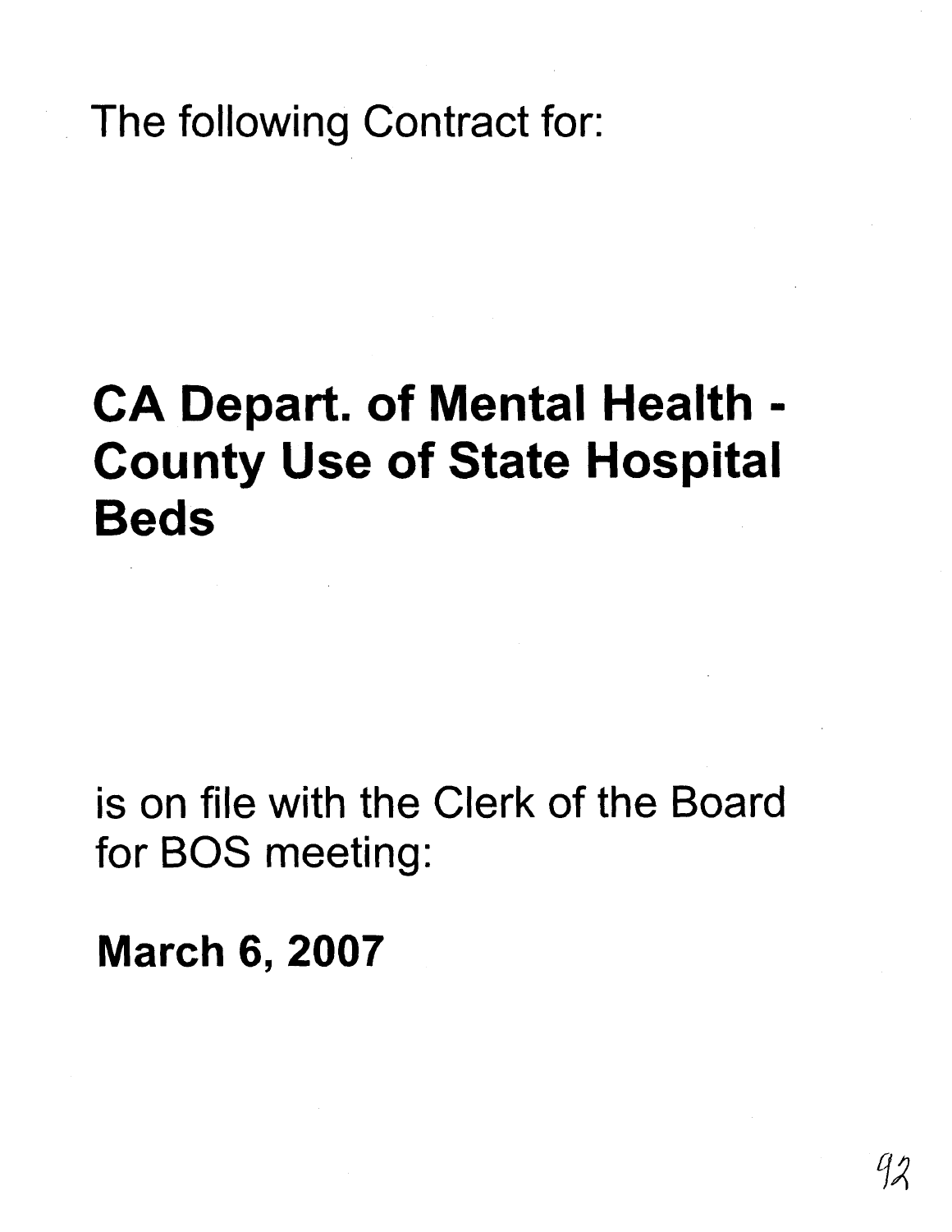The following Contract for:

**CA Depart. of Mental Health - County Use of State Hospital Beds**

is on file with the Clerk of the Board for BOS meeting:

**March 6, 2007**